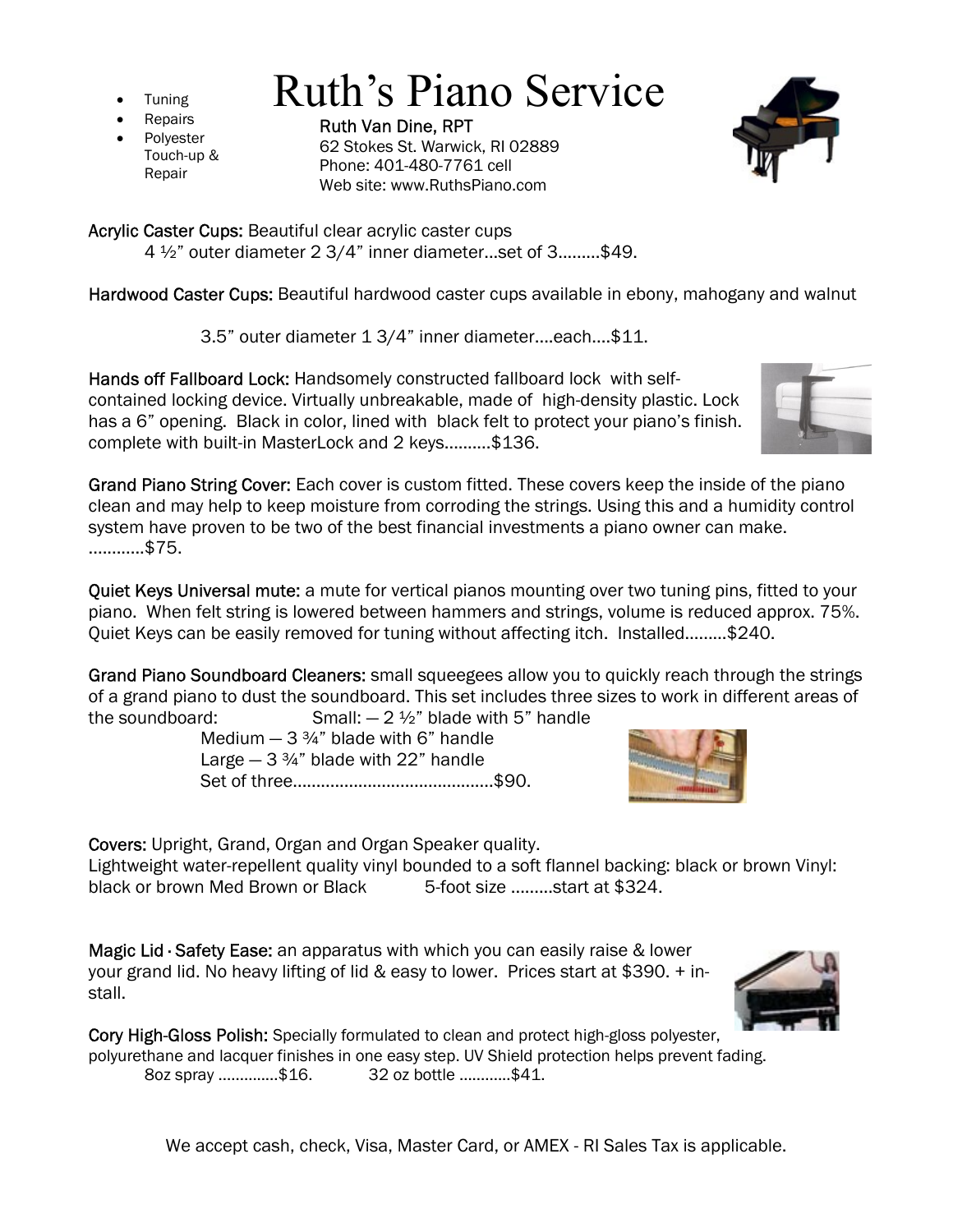- Tuning
- Repairs
- Polyester Touch-up & Repair

# Ruth's Piano Service

Ruth Van Dine, RPT
62 Stokes St. Warwick, RI 02889
Phone: 401-480-7761 cell
Web site: www.RuthsPiano.com

**Acrylic Caster Cups:** Beautiful clear acrylic caster cups
4 ½" outer diameter 2 3/4" inner diameter…set of 3………$49.

**Hardwood Caster Cups:** Beautiful hardwood caster cups available in ebony, mahogany and walnut

3.5" outer diameter 1 3/4" inner diameter….each….$11.

**Hands off Fallboard Lock:** Handsomely constructed fallboard lock with self-contained locking device. Virtually unbreakable, made of high-density plastic. Lock has a 6" opening. Black in color, lined with black felt to protect your piano's finish. complete with built-in MasterLock and 2 keys……….$136.

**Grand Piano String Cover:** Each cover is custom fitted. These covers keep the inside of the piano clean and may help to keep moisture from corroding the strings. Using this and a humidity control system have proven to be two of the best financial investments a piano owner can make. …………$75.

**Quiet Keys Universal mute:** a mute for vertical pianos mounting over two tuning pins, fitted to your piano. When felt string is lowered between hammers and strings, volume is reduced approx. 75%. Quiet Keys can be easily removed for tuning without affecting itch. Installed………$240.

**Grand Piano Soundboard Cleaners:** small squeegees allow you to quickly reach through the strings of a grand piano to dust the soundboard. This set includes three sizes to work in different areas of the soundboard: Small: — 2 ½" blade with 5" handle
Medium — 3 ¾" blade with 6" handle
Large — 3 ¾" blade with 22" handle
Set of three………………………………….….$90.

**Covers:** Upright, Grand, Organ and Organ Speaker quality.
Lightweight water-repellent quality vinyl bounded to a soft flannel backing: black or brown Vinyl: black or brown Med Brown or Black 5-foot size ………start at $324.

**Magic Lid · Safety Ease:** an apparatus with which you can easily raise & lower your grand lid. No heavy lifting of lid & easy to lower. Prices start at $390. + install.

**Cory High-Gloss Polish:** Specially formulated to clean and protect high-gloss polyester, polyurethane and lacquer finishes in one easy step. UV Shield protection helps prevent fading.
8oz spray …………..$16. 32 oz bottle …………$41.

We accept cash, check, Visa, Master Card, or AMEX - RI Sales Tax is applicable.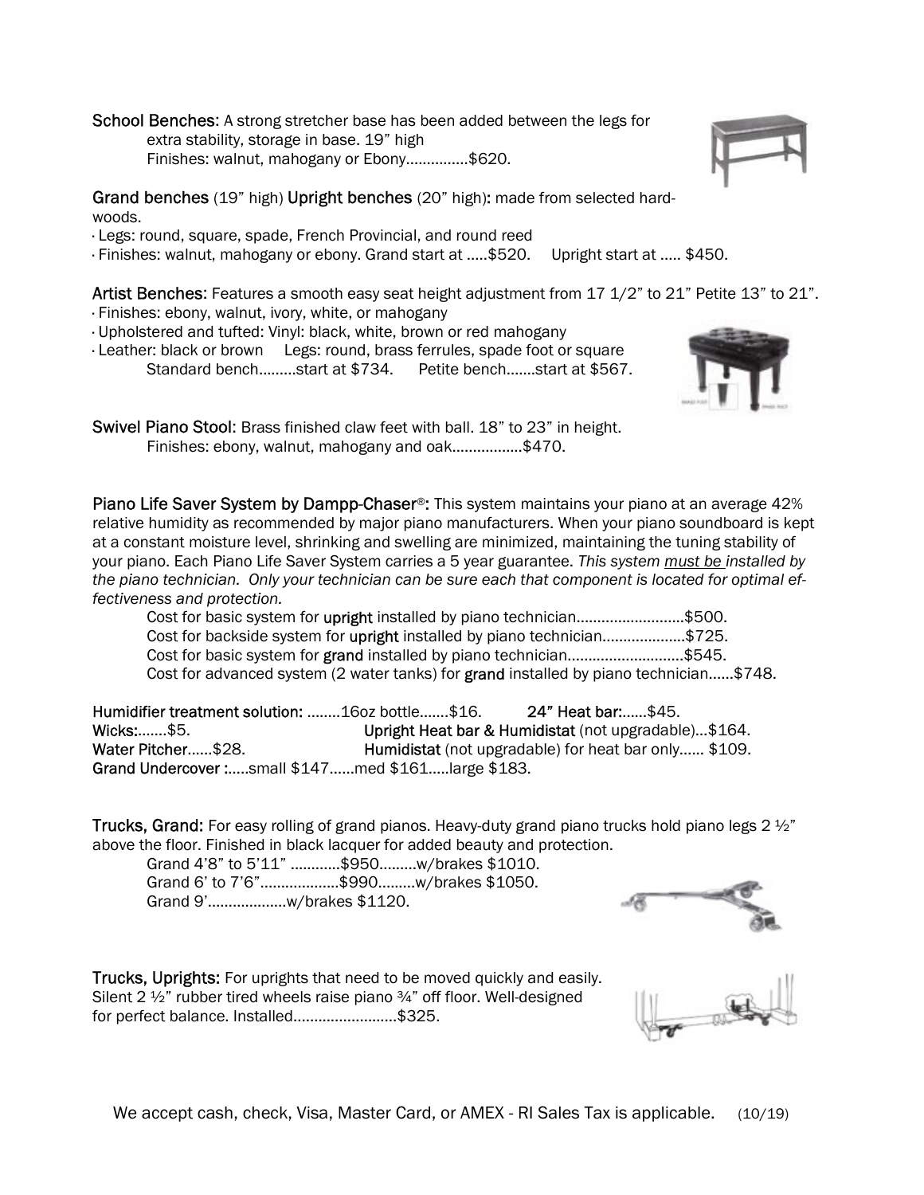**School Benches:** A strong stretcher base has been added between the legs for extra stability, storage in base. 19" high
Finishes: walnut, mahogany or Ebony..............$620.

**Grand benches** (19" high) **Upright benches** (20" high)**:** made from selected hard-woods.

· Legs: round, square, spade, French Provincial, and round reed
· Finishes: walnut, mahogany or ebony. Grand start at .....$520.     Upright start at ..... $450.

**Artist Benches:** Features a smooth easy seat height adjustment from 17 1/2" to 21" Petite 13" to 21".

· Finishes: ebony, walnut, ivory, white, or mahogany
· Upholstered and tufted: Vinyl: black, white, brown or red mahogany
· Leather: black or brown     Legs: round, brass ferrules, spade foot or square
Standard bench.........start at $734.     Petite bench.......start at $567.

**Swivel Piano Stool:** Brass finished claw feet with ball. 18" to 23" in height.
Finishes: ebony, walnut, mahogany and oak................$470.

**Piano Life Saver System by Dampp-Chaser®:** This system maintains your piano at an average 42% relative humidity as recommended by major piano manufacturers. When your piano soundboard is kept at a constant moisture level, shrinking and swelling are minimized, maintaining the tuning stability of your piano. Each Piano Life Saver System carries a 5 year guarantee. *This system must be installed by the piano technician. Only your technician can be sure each that component is located for optimal effectiveness and protection.*

Cost for basic system for **upright** installed by piano technician..........................$500.
Cost for backside system for **upright** installed by piano technician....................$725.
Cost for basic system for **grand** installed by piano technician............................$545.
Cost for advanced system (2 water tanks) for **grand** installed by piano technician......$748.

**Humidifier treatment solution:** ........16oz bottle.......$16.     **24" Heat bar:**......$45.
**Wicks:**.......$5.     **Upright Heat bar & Humidistat** (not upgradable)...$164.
**Water Pitcher**......$28.     **Humidistat** (not upgradable) for heat bar only...... $109.
**Grand Undercover :**.....small $147......med $161.....large $183.

**Trucks, Grand:** For easy rolling of grand pianos. Heavy-duty grand piano trucks hold piano legs 2 ½" above the floor. Finished in black lacquer for added beauty and protection.

Grand 4'8" to 5'11" ............$950.........w/brakes $1010.
Grand 6' to 7'6"..................$990.........w/brakes $1050.
Grand 9'..................w/brakes $1120.

**Trucks, Uprights:** For uprights that need to be moved quickly and easily. Silent 2 ½" rubber tired wheels raise piano ¾" off floor. Well-designed for perfect balance. Installed.........................$325.

We accept cash, check, Visa, Master Card, or AMEX - RI Sales Tax is applicable. (10/19)